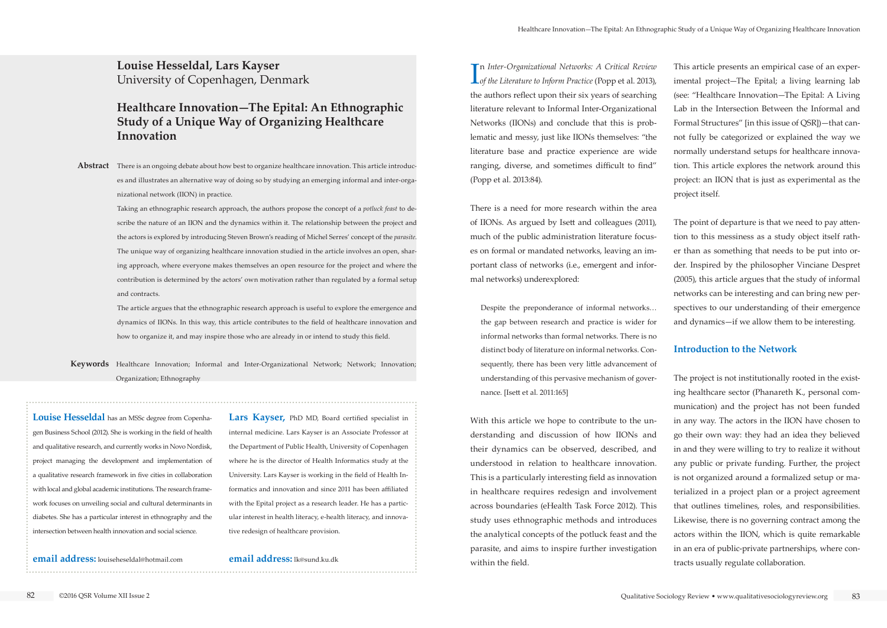**Louise Hesseldal, Lars Kayser**
University of Copenhagen, Denmark

# Healthcare Innovation—The Epital: An Ethnographic Study of a Unique Way of Organizing Healthcare Innovation

**Abstract** There is an ongoing debate about how best to organize healthcare innovation. This article introduces and illustrates an alternative way of doing so by studying an emerging informal and inter-organizational network (IION) in practice.

Taking an ethnographic research approach, the authors propose the concept of a *potluck feast* to describe the nature of an IION and the dynamics within it. The relationship between the project and the actors is explored by introducing Steven Brown's reading of Michel Serres' concept of the *parasite*. The unique way of organizing healthcare innovation studied in the article involves an open, sharing approach, where everyone makes themselves an open resource for the project and where the contribution is determined by the actors' own motivation rather than regulated by a formal setup and contracts.

The article argues that the ethnographic research approach is useful to explore the emergence and dynamics of IIONs. In this way, this article contributes to the field of healthcare innovation and how to organize it, and may inspire those who are already in or intend to study this field.

**Keywords** Healthcare Innovation; Informal and Inter-Organizational Network; Network; Innovation; Organization; Ethnography

**Louise Hesseldal** has an MSSc degree from Copenhagen Business School (2012). She is working in the field of health and qualitative research, and currently works in Novo Nordisk, project managing the development and implementation of a qualitative research framework in five cities in collaboration with local and global academic institutions. The research framework focuses on unveiling social and cultural determinants in diabetes. She has a particular interest in ethnography and the intersection between health innovation and social science.

**email address:** louiseheseldal@hotmail.com

**Lars Kayser,** PhD MD, Board certified specialist in internal medicine. Lars Kayser is an Associate Professor at the Department of Public Health, University of Copenhagen where he is the director of Health Informatics study at the University. Lars Kayser is working in the field of Health Informatics and innovation and since 2011 has been affiliated with the Epital project as a research leader. He has a particular interest in health literacy, e-health literacy, and innovative redesign of healthcare provision.

**email address:** lk@sund.ku.dk

In *Inter-Organizational Networks: A Critical Review of the Literature to Inform Practice* (Popp et al. 2013), the authors reflect upon their six years of searching literature relevant to Informal Inter-Organizational Networks (IIONs) and conclude that this is problematic and messy, just like IIONs themselves: "the literature base and practice experience are wide ranging, diverse, and sometimes difficult to find" (Popp et al. 2013:84).

There is a need for more research within the area of IIONs. As argued by Isett and colleagues (2011), much of the public administration literature focuses on formal or mandated networks, leaving an important class of networks (i.e., emergent and informal networks) underexplored:

> Despite the preponderance of informal networks… the gap between research and practice is wider for informal networks than formal networks. There is no distinct body of literature on informal networks. Consequently, there has been very little advancement of understanding of this pervasive mechanism of governance. [Isett et al. 2011:165]

With this article we hope to contribute to the understanding and discussion of how IIONs and their dynamics can be observed, described, and understood in relation to healthcare innovation. This is a particularly interesting field as innovation in healthcare requires redesign and involvement across boundaries (eHealth Task Force 2012). This study uses ethnographic methods and introduces the analytical concepts of the potluck feast and the parasite, and aims to inspire further investigation within the field.

This article presents an empirical case of an experimental project—The Epital; a living learning lab (see: "Healthcare Innovation—The Epital: A Living Lab in the Intersection Between the Informal and Formal Structures" [in this issue of QSR])—that cannot fully be categorized or explained the way we normally understand setups for healthcare innovation. This article explores the network around this project: an IION that is just as experimental as the project itself.

The point of departure is that we need to pay attention to this messiness as a study object itself rather than as something that needs to be put into order. Inspired by the philosopher Vinciane Despret (2005), this article argues that the study of informal networks can be interesting and can bring new perspectives to our understanding of their emergence and dynamics—if we allow them to be interesting.

## Introduction to the Network

The project is not institutionally rooted in the existing healthcare sector (Phanareth K., personal communication) and the project has not been funded in any way. The actors in the IION have chosen to go their own way: they had an idea they believed in and they were willing to try to realize it without any public or private funding. Further, the project is not organized around a formalized setup or materialized in a project plan or a project agreement that outlines timelines, roles, and responsibilities. Likewise, there is no governing contract among the actors within the IION, which is quite remarkable in an era of public-private partnerships, where contracts usually regulate collaboration.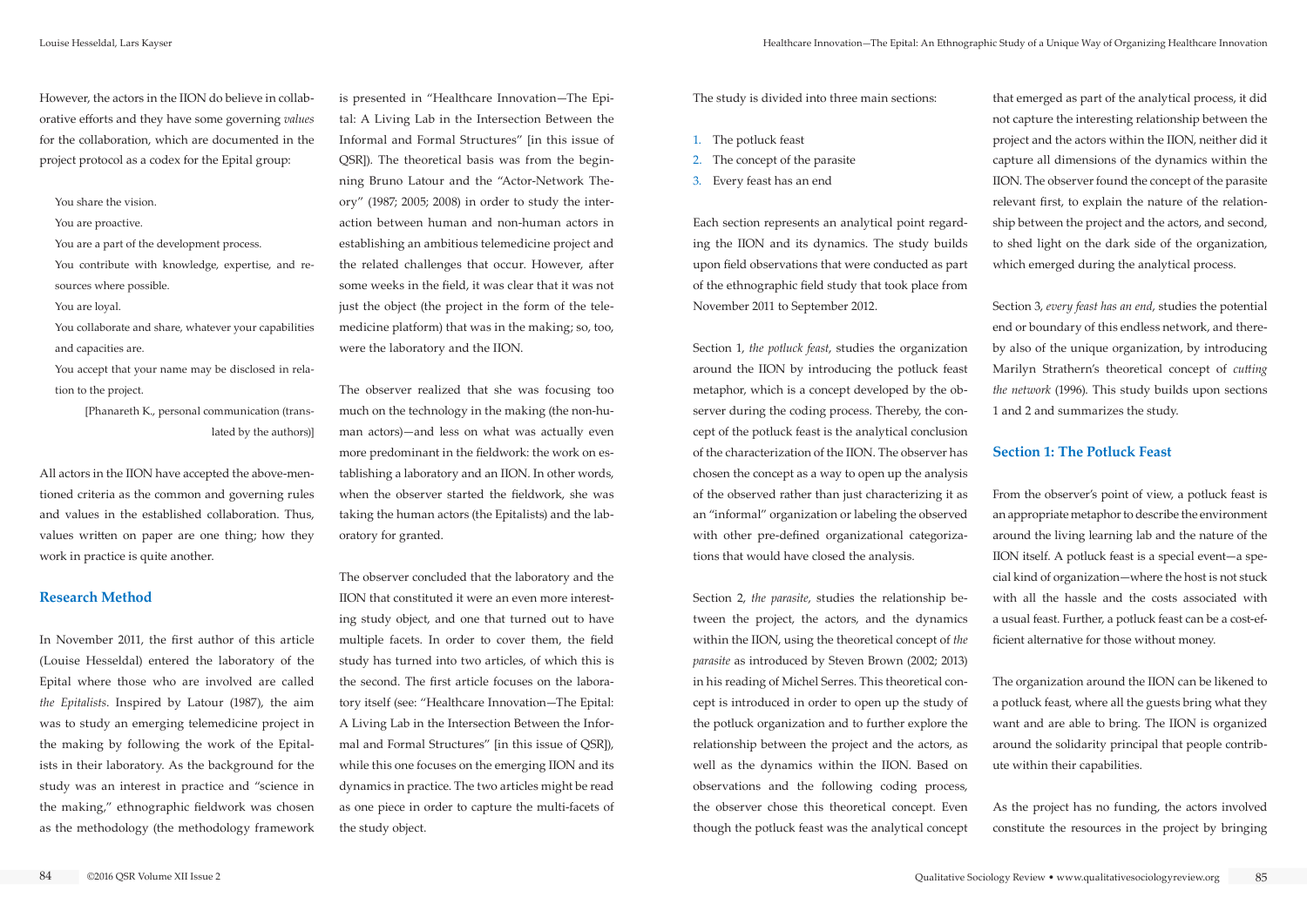However, the actors in the IION do believe in collaborative efforts and they have some governing *values* for the collaboration, which are documented in the project protocol as a codex for the Epital group:

> You share the vision.
> You are proactive.
> You are a part of the development process.
> You contribute with knowledge, expertise, and resources where possible.
> You are loyal.
> You collaborate and share, whatever your capabilities and capacities are.
> You accept that your name may be disclosed in relation to the project.
> [Phanareth K., personal communication (translated by the authors)]

All actors in the IION have accepted the above-mentioned criteria as the common and governing rules and values in the established collaboration. Thus, values written on paper are one thing; how they work in practice is quite another.

## Research Method

In November 2011, the first author of this article (Louise Hesseldal) entered the laboratory of the Epital where those who are involved are called *the Epitalists*. Inspired by Latour (1987), the aim was to study an emerging telemedicine project in the making by following the work of the Epitalists in their laboratory. As the background for the study was an interest in practice and "science in the making," ethnographic fieldwork was chosen as the methodology (the methodology framework is presented in "Healthcare Innovation—The Epital: A Living Lab in the Intersection Between the Informal and Formal Structures" [in this issue of QSR]). The theoretical basis was from the beginning Bruno Latour and the "Actor-Network Theory" (1987; 2005; 2008) in order to study the interaction between human and non-human actors in establishing an ambitious telemedicine project and the related challenges that occur. However, after some weeks in the field, it was clear that it was not just the object (the project in the form of the telemedicine platform) that was in the making; so, too, were the laboratory and the IION.

The observer realized that she was focusing too much on the technology in the making (the non-human actors)—and less on what was actually even more predominant in the fieldwork: the work on establishing a laboratory and an IION. In other words, when the observer started the fieldwork, she was taking the human actors (the Epitalists) and the laboratory for granted.

The observer concluded that the laboratory and the IION that constituted it were an even more interesting study object, and one that turned out to have multiple facets. In order to cover them, the field study has turned into two articles, of which this is the second. The first article focuses on the laboratory itself (see: "Healthcare Innovation—The Epital: A Living Lab in the Intersection Between the Informal and Formal Structures" [in this issue of QSR]), while this one focuses on the emerging IION and its dynamics in practice. The two articles might be read as one piece in order to capture the multi-facets of the study object.

The study is divided into three main sections:

1. The potluck feast
2. The concept of the parasite
3. Every feast has an end

Each section represents an analytical point regarding the IION and its dynamics. The study builds upon field observations that were conducted as part of the ethnographic field study that took place from November 2011 to September 2012.

Section 1, *the potluck feast*, studies the organization around the IION by introducing the potluck feast metaphor, which is a concept developed by the observer during the coding process. Thereby, the concept of the potluck feast is the analytical conclusion of the characterization of the IION. The observer has chosen the concept as a way to open up the analysis of the observed rather than just characterizing it as an "informal" organization or labeling the observed with other pre-defined organizational categorizations that would have closed the analysis.

Section 2, *the parasite*, studies the relationship between the project, the actors, and the dynamics within the IION, using the theoretical concept of *the parasite* as introduced by Steven Brown (2002; 2013) in his reading of Michel Serres. This theoretical concept is introduced in order to open up the study of the potluck organization and to further explore the relationship between the project and the actors, as well as the dynamics within the IION. Based on observations and the following coding process, the observer chose this theoretical concept. Even though the potluck feast was the analytical concept that emerged as part of the analytical process, it did not capture the interesting relationship between the project and the actors within the IION, neither did it capture all dimensions of the dynamics within the IION. The observer found the concept of the parasite relevant first, to explain the nature of the relationship between the project and the actors, and second, to shed light on the dark side of the organization, which emerged during the analytical process.

Section 3, *every feast has an end*, studies the potential end or boundary of this endless network, and thereby also of the unique organization, by introducing Marilyn Strathern's theoretical concept of *cutting the network* (1996). This study builds upon sections 1 and 2 and summarizes the study.

## Section 1: The Potluck Feast

From the observer's point of view, a potluck feast is an appropriate metaphor to describe the environment around the living learning lab and the nature of the IION itself. A potluck feast is a special event—a special kind of organization—where the host is not stuck with all the hassle and the costs associated with a usual feast. Further, a potluck feast can be a cost-efficient alternative for those without money.

The organization around the IION can be likened to a potluck feast, where all the guests bring what they want and are able to bring. The IION is organized around the solidarity principal that people contribute within their capabilities.

As the project has no funding, the actors involved constitute the resources in the project by bringing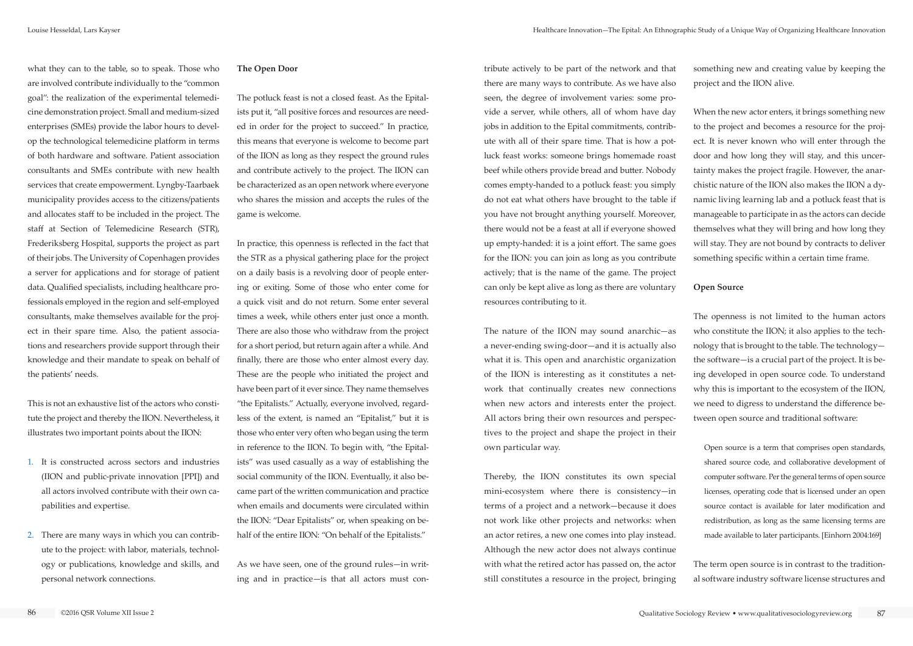what they can to the table, so to speak. Those who are involved contribute individually to the "common goal": the realization of the experimental telemedicine demonstration project. Small and medium-sized enterprises (SMEs) provide the labor hours to develop the technological telemedicine platform in terms of both hardware and software. Patient association consultants and SMEs contribute with new health services that create empowerment. Lyngby-Taarbaek municipality provides access to the citizens/patients and allocates staff to be included in the project. The staff at Section of Telemedicine Research (STR), Frederiksberg Hospital, supports the project as part of their jobs. The University of Copenhagen provides a server for applications and for storage of patient data. Qualified specialists, including healthcare professionals employed in the region and self-employed consultants, make themselves available for the project in their spare time. Also, the patient associations and researchers provide support through their knowledge and their mandate to speak on behalf of the patients' needs.

This is not an exhaustive list of the actors who constitute the project and thereby the IION. Nevertheless, it illustrates two important points about the IION:

1. It is constructed across sectors and industries (IION and public-private innovation [PPI]) and all actors involved contribute with their own capabilities and expertise.

2. There are many ways in which you can contribute to the project: with labor, materials, technology or publications, knowledge and skills, and personal network connections.

**The Open Door**

The potluck feast is not a closed feast. As the Epitalists put it, "all positive forces and resources are needed in order for the project to succeed." In practice, this means that everyone is welcome to become part of the IION as long as they respect the ground rules and contribute actively to the project. The IION can be characterized as an open network where everyone who shares the mission and accepts the rules of the game is welcome.

In practice, this openness is reflected in the fact that the STR as a physical gathering place for the project on a daily basis is a revolving door of people entering or exiting. Some of those who enter come for a quick visit and do not return. Some enter several times a week, while others enter just once a month. There are also those who withdraw from the project for a short period, but return again after a while. And finally, there are those who enter almost every day. These are the people who initiated the project and have been part of it ever since. They name themselves "the Epitalists." Actually, everyone involved, regardless of the extent, is named an "Epitalist," but it is those who enter very often who began using the term in reference to the IION. To begin with, "the Epitalists" was used casually as a way of establishing the social community of the IION. Eventually, it also became part of the written communication and practice when emails and documents were circulated within the IION: "Dear Epitalists" or, when speaking on behalf of the entire IION: "On behalf of the Epitalists."

As we have seen, one of the ground rules—in writing and in practice—is that all actors must contribute actively to be part of the network and that there are many ways to contribute. As we have also seen, the degree of involvement varies: some provide a server, while others, all of whom have day jobs in addition to the Epital commitments, contribute with all of their spare time. That is how a potluck feast works: someone brings homemade roast beef while others provide bread and butter. Nobody comes empty-handed to a potluck feast: you simply do not eat what others have brought to the table if you have not brought anything yourself. Moreover, there would not be a feast at all if everyone showed up empty-handed: it is a joint effort. The same goes for the IION: you can join as long as you contribute actively; that is the name of the game. The project can only be kept alive as long as there are voluntary resources contributing to it.

The nature of the IION may sound anarchic—as a never-ending swing-door—and it is actually also what it is. This open and anarchistic organization of the IION is interesting as it constitutes a network that continually creates new connections when new actors and interests enter the project. All actors bring their own resources and perspectives to the project and shape the project in their own particular way.

Thereby, the IION constitutes its own special mini-ecosystem where there is consistency—in terms of a project and a network—because it does not work like other projects and networks: when an actor retires, a new one comes into play instead. Although the new actor does not always continue with what the retired actor has passed on, the actor still constitutes a resource in the project, bringing something new and creating value by keeping the project and the IION alive.

When the new actor enters, it brings something new to the project and becomes a resource for the project. It is never known who will enter through the door and how long they will stay, and this uncertainty makes the project fragile. However, the anarchistic nature of the IION also makes the IION a dynamic living learning lab and a potluck feast that is manageable to participate in as the actors can decide themselves what they will bring and how long they will stay. They are not bound by contracts to deliver something specific within a certain time frame.

**Open Source**

The openness is not limited to the human actors who constitute the IION; it also applies to the technology that is brought to the table. The technology—the software—is a crucial part of the project. It is being developed in open source code. To understand why this is important to the ecosystem of the IION, we need to digress to understand the difference between open source and traditional software:

> Open source is a term that comprises open standards, shared source code, and collaborative development of computer software. Per the general terms of open source licenses, operating code that is licensed under an open source contact is available for later modification and redistribution, as long as the same licensing terms are made available to later participants. [Einhorn 2004:169]

The term open source is in contrast to the traditional software industry software license structures and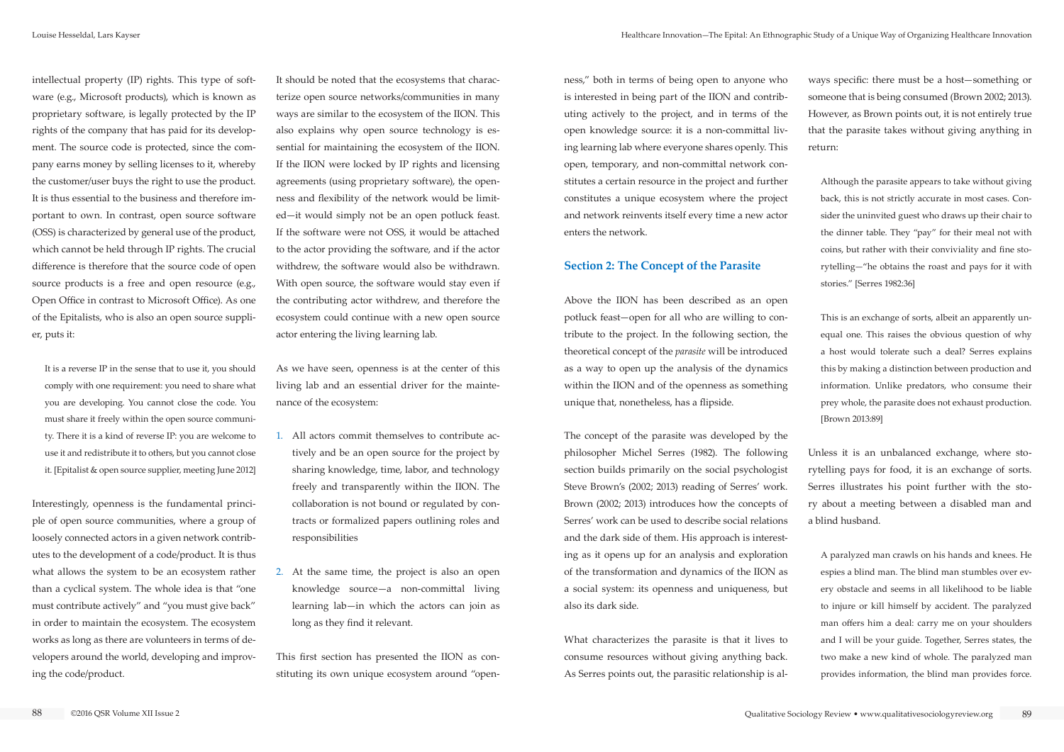intellectual property (IP) rights. This type of software (e.g., Microsoft products), which is known as proprietary software, is legally protected by the IP rights of the company that has paid for its development. The source code is protected, since the company earns money by selling licenses to it, whereby the customer/user buys the right to use the product. It is thus essential to the business and therefore important to own. In contrast, open source software (OSS) is characterized by general use of the product, which cannot be held through IP rights. The crucial difference is therefore that the source code of open source products is a free and open resource (e.g., Open Office in contrast to Microsoft Office). As one of the Epitalists, who is also an open source supplier, puts it:

> It is a reverse IP in the sense that to use it, you should comply with one requirement: you need to share what you are developing. You cannot close the code. You must share it freely within the open source community. There it is a kind of reverse IP: you are welcome to use it and redistribute it to others, but you cannot close it. [Epitalist & open source supplier, meeting June 2012]

Interestingly, openness is the fundamental principle of open source communities, where a group of loosely connected actors in a given network contributes to the development of a code/product. It is thus what allows the system to be an ecosystem rather than a cyclical system. The whole idea is that "one must contribute actively" and "you must give back" in order to maintain the ecosystem. The ecosystem works as long as there are volunteers in terms of developers around the world, developing and improving the code/product.

It should be noted that the ecosystems that characterize open source networks/communities in many ways are similar to the ecosystem of the IION. This also explains why open source technology is essential for maintaining the ecosystem of the IION. If the IION were locked by IP rights and licensing agreements (using proprietary software), the openness and flexibility of the network would be limited—it would simply not be an open potluck feast. If the software were not OSS, it would be attached to the actor providing the software, and if the actor withdrew, the software would also be withdrawn. With open source, the software would stay even if the contributing actor withdrew, and therefore the ecosystem could continue with a new open source actor entering the living learning lab.

As we have seen, openness is at the center of this living lab and an essential driver for the maintenance of the ecosystem:

1. All actors commit themselves to contribute actively and be an open source for the project by sharing knowledge, time, labor, and technology freely and transparently within the IION. The collaboration is not bound or regulated by contracts or formalized papers outlining roles and responsibilities

2. At the same time, the project is also an open knowledge source—a non-committal living learning lab—in which the actors can join as long as they find it relevant.

This first section has presented the IION as constituting its own unique ecosystem around "openness," both in terms of being open to anyone who is interested in being part of the IION and contributing actively to the project, and in terms of the open knowledge source: it is a non-committal living learning lab where everyone shares openly. This open, temporary, and non-committal network constitutes a certain resource in the project and further constitutes a unique ecosystem where the project and network reinvents itself every time a new actor enters the network.

## Section 2: The Concept of the Parasite

Above the IION has been described as an open potluck feast—open for all who are willing to contribute to the project. In the following section, the theoretical concept of the *parasite* will be introduced as a way to open up the analysis of the dynamics within the IION and of the openness as something unique that, nonetheless, has a flipside.

The concept of the parasite was developed by the philosopher Michel Serres (1982). The following section builds primarily on the social psychologist Steve Brown's (2002; 2013) reading of Serres' work. Brown (2002; 2013) introduces how the concepts of Serres' work can be used to describe social relations and the dark side of them. His approach is interesting as it opens up for an analysis and exploration of the transformation and dynamics of the IION as a social system: its openness and uniqueness, but also its dark side.

What characterizes the parasite is that it lives to consume resources without giving anything back. As Serres points out, the parasitic relationship is always specific: there must be a host—something or someone that is being consumed (Brown 2002; 2013). However, as Brown points out, it is not entirely true that the parasite takes without giving anything in return:

> Although the parasite appears to take without giving back, this is not strictly accurate in most cases. Consider the uninvited guest who draws up their chair to the dinner table. They "pay" for their meal not with coins, but rather with their conviviality and fine storytelling—"he obtains the roast and pays for it with stories." [Serres 1982:36]
>
> This is an exchange of sorts, albeit an apparently unequal one. This raises the obvious question of why a host would tolerate such a deal? Serres explains this by making a distinction between production and information. Unlike predators, who consume their prey whole, the parasite does not exhaust production. [Brown 2013:89]

Unless it is an unbalanced exchange, where storytelling pays for food, it is an exchange of sorts. Serres illustrates his point further with the story about a meeting between a disabled man and a blind husband.

> A paralyzed man crawls on his hands and knees. He espies a blind man. The blind man stumbles over every obstacle and seems in all likelihood to be liable to injure or kill himself by accident. The paralyzed man offers him a deal: carry me on your shoulders and I will be your guide. Together, Serres states, the two make a new kind of whole. The paralyzed man provides information, the blind man provides force.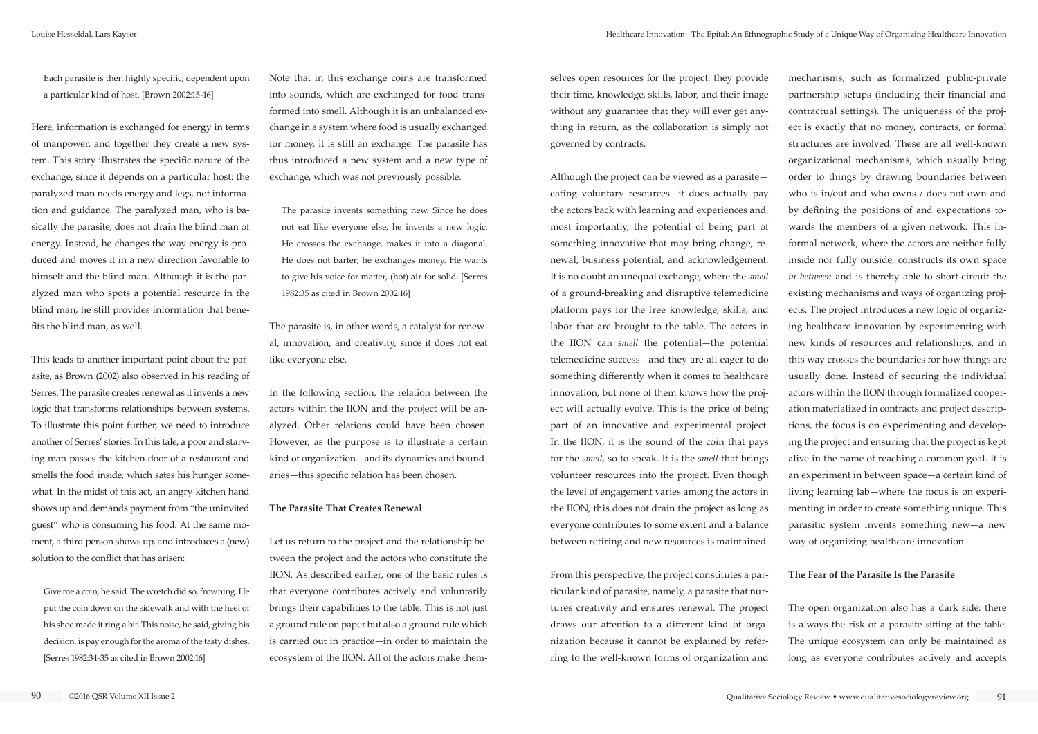> Each parasite is then highly specific, dependent upon a particular kind of host. [Brown 2002:15-16]

Here, information is exchanged for energy in terms of manpower, and together they create a new system. This story illustrates the specific nature of the exchange, since it depends on a particular host: the paralyzed man needs energy and legs, not information and guidance. The paralyzed man, who is basically the parasite, does not drain the blind man of energy. Instead, he changes the way energy is produced and moves it in a new direction favorable to himself and the blind man. Although it is the paralyzed man who spots a potential resource in the blind man, he still provides information that benefits the blind man, as well.

This leads to another important point about the parasite, as Brown (2002) also observed in his reading of Serres. The parasite creates renewal as it invents a new logic that transforms relationships between systems. To illustrate this point further, we need to introduce another of Serres' stories. In this tale, a poor and starving man passes the kitchen door of a restaurant and smells the food inside, which sates his hunger somewhat. In the midst of this act, an angry kitchen hand shows up and demands payment from "the uninvited guest" who is consuming his food. At the same moment, a third person shows up, and introduces a (new) solution to the conflict that has arisen:

> Give me a coin, he said. The wretch did so, frowning. He put the coin down on the sidewalk and with the heel of his shoe made it ring a bit. This noise, he said, giving his decision, is pay enough for the aroma of the tasty dishes. [Serres 1982:34-35 as cited in Brown 2002:16]

Note that in this exchange coins are transformed into sounds, which are exchanged for food transformed into smell. Although it is an unbalanced exchange in a system where food is usually exchanged for money, it is still an exchange. The parasite has thus introduced a new system and a new type of exchange, which was not previously possible.

> The parasite invents something new. Since he does not eat like everyone else, he invents a new logic. He crosses the exchange, makes it into a diagonal. He does not barter; he exchanges money. He wants to give his voice for matter, (hot) air for solid. [Serres 1982:35 as cited in Brown 2002:16]

The parasite is, in other words, a catalyst for renewal, innovation, and creativity, since it does not eat like everyone else.

In the following section, the relation between the actors within the IION and the project will be analyzed. Other relations could have been chosen. However, as the purpose is to illustrate a certain kind of organization—and its dynamics and boundaries—this specific relation has been chosen.

### The Parasite That Creates Renewal

Let us return to the project and the relationship between the project and the actors who constitute the IION. As described earlier, one of the basic rules is that everyone contributes actively and voluntarily brings their capabilities to the table. This is not just a ground rule on paper but also a ground rule which is carried out in practice—in order to maintain the ecosystem of the IION. All of the actors make themselves open resources for the project: they provide their time, knowledge, skills, labor, and their image without any guarantee that they will ever get anything in return, as the collaboration is simply not governed by contracts.

Although the project can be viewed as a parasite—eating voluntary resources—it does actually pay the actors back with learning and experiences and, most importantly, the potential of being part of something innovative that may bring change, renewal, business potential, and acknowledgement. It is no doubt an unequal exchange, where the *smell* of a ground-breaking and disruptive telemedicine platform pays for the free knowledge, skills, and labor that are brought to the table. The actors in the IION can *smell* the potential—the potential telemedicine success—and they are all eager to do something differently when it comes to healthcare innovation, but none of them knows how the project will actually evolve. This is the price of being part of an innovative and experimental project. In the IION, it is the sound of the coin that pays for the *smell*, so to speak. It is the *smell* that brings volunteer resources into the project. Even though the level of engagement varies among the actors in the IION, this does not drain the project as long as everyone contributes to some extent and a balance between retiring and new resources is maintained.

From this perspective, the project constitutes a particular kind of parasite, namely, a parasite that nurtures creativity and ensures renewal. The project draws our attention to a different kind of organization because it cannot be explained by referring to the well-known forms of organization and mechanisms, such as formalized public-private partnership setups (including their financial and contractual settings). The uniqueness of the project is exactly that no money, contracts, or formal structures are involved. These are all well-known organizational mechanisms, which usually bring order to things by drawing boundaries between who is in/out and who owns / does not own and by defining the positions of and expectations towards the members of a given network. This informal network, where the actors are neither fully inside nor fully outside, constructs its own space *in between* and is thereby able to short-circuit the existing mechanisms and ways of organizing projects. The project introduces a new logic of organizing healthcare innovation by experimenting with new kinds of resources and relationships, and in this way crosses the boundaries for how things are usually done. Instead of securing the individual actors within the IION through formalized cooperation materialized in contracts and project descriptions, the focus is on experimenting and developing the project and ensuring that the project is kept alive in the name of reaching a common goal. It is an experiment in between space—a certain kind of living learning lab—where the focus is on experimenting in order to create something unique. This parasitic system invents something new—a new way of organizing healthcare innovation.

### The Fear of the Parasite Is the Parasite

The open organization also has a dark side: there is always the risk of a parasite sitting at the table. The unique ecosystem can only be maintained as long as everyone contributes actively and accepts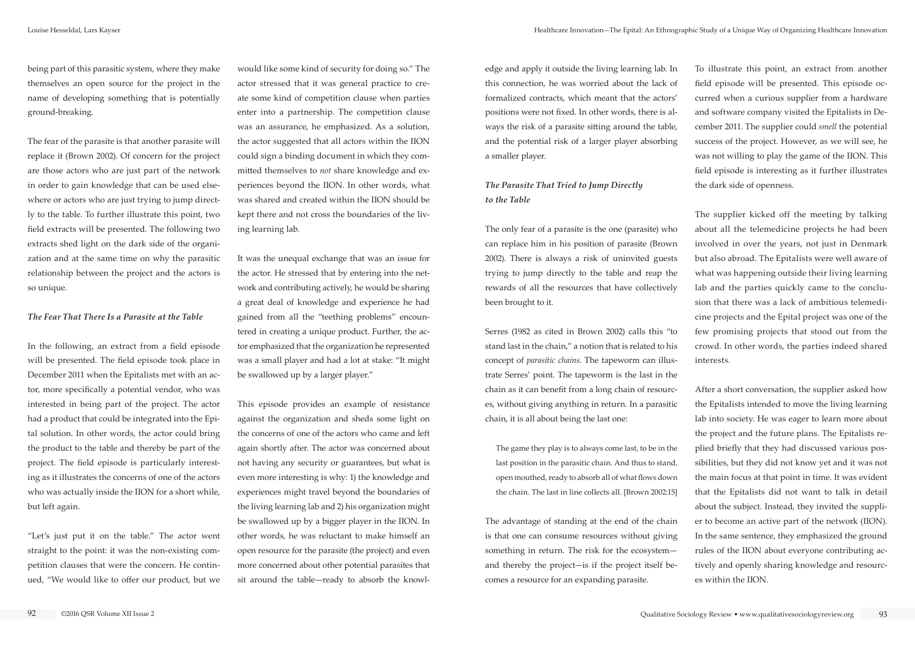being part of this parasitic system, where they make themselves an open source for the project in the name of developing something that is potentially ground-breaking.

The fear of the parasite is that another parasite will replace it (Brown 2002). Of concern for the project are those actors who are just part of the network in order to gain knowledge that can be used elsewhere or actors who are just trying to jump directly to the table. To further illustrate this point, two field extracts will be presented. The following two extracts shed light on the dark side of the organization and at the same time on why the parasitic relationship between the project and the actors is so unique.

### *The Fear That There Is a Parasite at the Table*

In the following, an extract from a field episode will be presented. The field episode took place in December 2011 when the Epitalists met with an actor, more specifically a potential vendor, who was interested in being part of the project. The actor had a product that could be integrated into the Epital solution. In other words, the actor could bring the product to the table and thereby be part of the project. The field episode is particularly interesting as it illustrates the concerns of one of the actors who was actually inside the IION for a short while, but left again.

"Let's just put it on the table." The actor went straight to the point: it was the non-existing competition clauses that were the concern. He continued, "We would like to offer our product, but we would like some kind of security for doing so." The actor stressed that it was general practice to create some kind of competition clause when parties enter into a partnership. The competition clause was an assurance, he emphasized. As a solution, the actor suggested that all actors within the IION could sign a binding document in which they committed themselves to *not* share knowledge and experiences beyond the IION. In other words, what was shared and created within the IION should be kept there and not cross the boundaries of the living learning lab.

It was the unequal exchange that was an issue for the actor. He stressed that by entering into the network and contributing actively, he would be sharing a great deal of knowledge and experience he had gained from all the "teething problems" encountered in creating a unique product. Further, the actor emphasized that the organization he represented was a small player and had a lot at stake: "It might be swallowed up by a larger player."

This episode provides an example of resistance against the organization and sheds some light on the concerns of one of the actors who came and left again shortly after. The actor was concerned about not having any security or guarantees, but what is even more interesting is why: 1) the knowledge and experiences might travel beyond the boundaries of the living learning lab and 2) his organization might be swallowed up by a bigger player in the IION. In other words, he was reluctant to make himself an open resource for the parasite (the project) and even more concerned about other potential parasites that sit around the table—ready to absorb the knowledge and apply it outside the living learning lab. In this connection, he was worried about the lack of formalized contracts, which meant that the actors' positions were not fixed. In other words, there is always the risk of a parasite sitting around the table, and the potential risk of a larger player absorbing a smaller player.

### *The Parasite That Tried to Jump Directly to the Table*

The only fear of a parasite is the one (parasite) who can replace him in his position of parasite (Brown 2002). There is always a risk of uninvited guests trying to jump directly to the table and reap the rewards of all the resources that have collectively been brought to it.

Serres (1982 as cited in Brown 2002) calls this "to stand last in the chain," a notion that is related to his concept of *parasitic chains*. The tapeworm can illustrate Serres' point. The tapeworm is the last in the chain as it can benefit from a long chain of resources, without giving anything in return. In a parasitic chain, it is all about being the last one:

> The game they play is to always come last, to be in the last position in the parasitic chain. And thus to stand, open mouthed, ready to absorb all of what flows down the chain. The last in line collects all. [Brown 2002:15]

The advantage of standing at the end of the chain is that one can consume resources without giving something in return. The risk for the ecosystem—and thereby the project—is if the project itself becomes a resource for an expanding parasite.

To illustrate this point, an extract from another field episode will be presented. This episode occurred when a curious supplier from a hardware and software company visited the Epitalists in December 2011. The supplier could *smell* the potential success of the project. However, as we will see, he was not willing to play the game of the IION. This field episode is interesting as it further illustrates the dark side of openness.

The supplier kicked off the meeting by talking about all the telemedicine projects he had been involved in over the years, not just in Denmark but also abroad. The Epitalists were well aware of what was happening outside their living learning lab and the parties quickly came to the conclusion that there was a lack of ambitious telemedicine projects and the Epital project was one of the few promising projects that stood out from the crowd. In other words, the parties indeed shared interests.

After a short conversation, the supplier asked how the Epitalists intended to move the living learning lab into society. He was eager to learn more about the project and the future plans. The Epitalists replied briefly that they had discussed various possibilities, but they did not know yet and it was not the main focus at that point in time. It was evident that the Epitalists did not want to talk in detail about the subject. Instead, they invited the supplier to become an active part of the network (IION). In the same sentence, they emphasized the ground rules of the IION about everyone contributing actively and openly sharing knowledge and resources within the IION.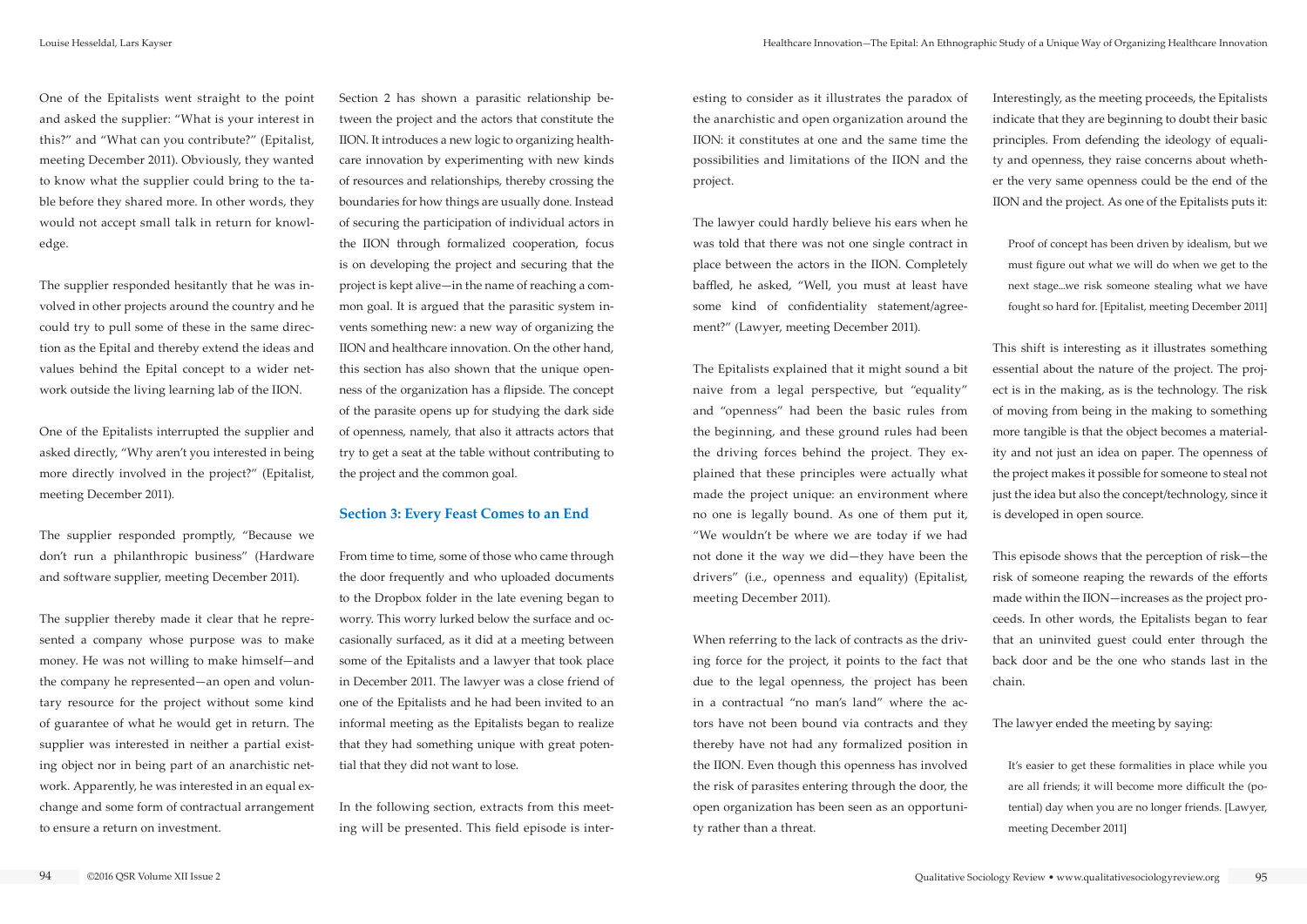One of the Epitalists went straight to the point and asked the supplier: "What is your interest in this?" and "What can you contribute?" (Epitalist, meeting December 2011). Obviously, they wanted to know what the supplier could bring to the table before they shared more. In other words, they would not accept small talk in return for knowledge.

The supplier responded hesitantly that he was involved in other projects around the country and he could try to pull some of these in the same direction as the Epital and thereby extend the ideas and values behind the Epital concept to a wider network outside the living learning lab of the IION.

One of the Epitalists interrupted the supplier and asked directly, "Why aren't you interested in being more directly involved in the project?" (Epitalist, meeting December 2011).

The supplier responded promptly, "Because we don't run a philanthropic business" (Hardware and software supplier, meeting December 2011).

The supplier thereby made it clear that he represented a company whose purpose was to make money. He was not willing to make himself—and the company he represented—an open and voluntary resource for the project without some kind of guarantee of what he would get in return. The supplier was interested in neither a partial existing object nor in being part of an anarchistic network. Apparently, he was interested in an equal exchange and some form of contractual arrangement to ensure a return on investment.

Section 2 has shown a parasitic relationship between the project and the actors that constitute the IION. It introduces a new logic to organizing healthcare innovation by experimenting with new kinds of resources and relationships, thereby crossing the boundaries for how things are usually done. Instead of securing the participation of individual actors in the IION through formalized cooperation, focus is on developing the project and securing that the project is kept alive—in the name of reaching a common goal. It is argued that the parasitic system invents something new: a new way of organizing the IION and healthcare innovation. On the other hand, this section has also shown that the unique openness of the organization has a flipside. The concept of the parasite opens up for studying the dark side of openness, namely, that also it attracts actors that try to get a seat at the table without contributing to the project and the common goal.

## Section 3: Every Feast Comes to an End

From time to time, some of those who came through the door frequently and who uploaded documents to the Dropbox folder in the late evening began to worry. This worry lurked below the surface and occasionally surfaced, as it did at a meeting between some of the Epitalists and a lawyer that took place in December 2011. The lawyer was a close friend of one of the Epitalists and he had been invited to an informal meeting as the Epitalists began to realize that they had something unique with great potential that they did not want to lose.

In the following section, extracts from this meeting will be presented. This field episode is interesting to consider as it illustrates the paradox of the anarchistic and open organization around the IION: it constitutes at one and the same time the possibilities and limitations of the IION and the project.

The lawyer could hardly believe his ears when he was told that there was not one single contract in place between the actors in the IION. Completely baffled, he asked, "Well, you must at least have some kind of confidentiality statement/agreement?" (Lawyer, meeting December 2011).

The Epitalists explained that it might sound a bit naive from a legal perspective, but "equality" and "openness" had been the basic rules from the beginning, and these ground rules had been the driving forces behind the project. They explained that these principles were actually what made the project unique: an environment where no one is legally bound. As one of them put it, "We wouldn't be where we are today if we had not done it the way we did—they have been the drivers" (i.e., openness and equality) (Epitalist, meeting December 2011).

When referring to the lack of contracts as the driving force for the project, it points to the fact that due to the legal openness, the project has been in a contractual "no man's land" where the actors have not been bound via contracts and they thereby have not had any formalized position in the IION. Even though this openness has involved the risk of parasites entering through the door, the open organization has been seen as an opportunity rather than a threat.

Interestingly, as the meeting proceeds, the Epitalists indicate that they are beginning to doubt their basic principles. From defending the ideology of equality and openness, they raise concerns about whether the very same openness could be the end of the IION and the project. As one of the Epitalists puts it:

> Proof of concept has been driven by idealism, but we must figure out what we will do when we get to the next stage...we risk someone stealing what we have fought so hard for. [Epitalist, meeting December 2011]

This shift is interesting as it illustrates something essential about the nature of the project. The project is in the making, as is the technology. The risk of moving from being in the making to something more tangible is that the object becomes a materiality and not just an idea on paper. The openness of the project makes it possible for someone to steal not just the idea but also the concept/technology, since it is developed in open source.

This episode shows that the perception of risk—the risk of someone reaping the rewards of the efforts made within the IION—increases as the project proceeds. In other words, the Epitalists began to fear that an uninvited guest could enter through the back door and be the one who stands last in the chain.

The lawyer ended the meeting by saying:

> It's easier to get these formalities in place while you are all friends; it will become more difficult the (potential) day when you are no longer friends. [Lawyer, meeting December 2011]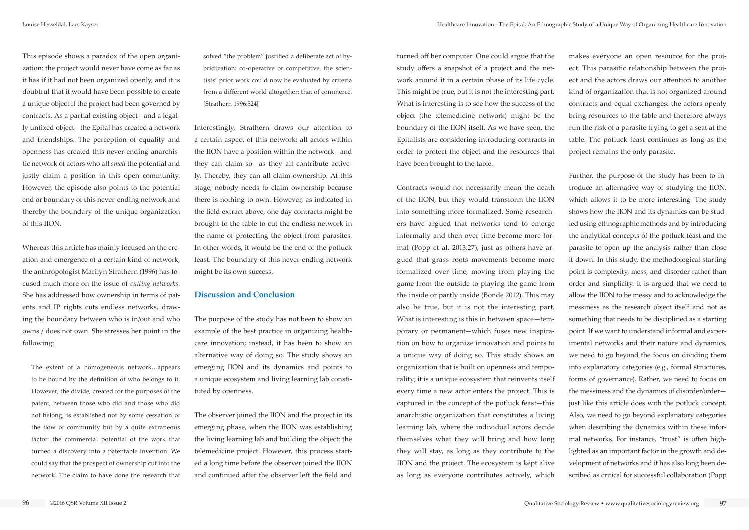This episode shows a paradox of the open organization: the project would never have come as far as it has if it had not been organized openly, and it is doubtful that it would have been possible to create a unique object if the project had been governed by contracts. As a partial existing object—and a legally unfixed object—the Epital has created a network and friendships. The perception of equality and openness has created this never-ending anarchistic network of actors who all *smell* the potential and justly claim a position in this open community. However, the episode also points to the potential end or boundary of this never-ending network and thereby the boundary of the unique organization of this IION.

Whereas this article has mainly focused on the creation and emergence of a certain kind of network, the anthropologist Marilyn Strathern (1996) has focused much more on the issue of *cutting networks.* She has addressed how ownership in terms of patents and IP rights cuts endless networks, drawing the boundary between who is in/out and who owns / does not own. She stresses her point in the following:

> The extent of a homogeneous network…appears to be bound by the definition of who belongs to it. However, the divide, created for the purposes of the patent, between those who did and those who did not belong, is established not by some cessation of the flow of community but by a quite extraneous factor: the commercial potential of the work that turned a discovery into a patentable invention. We could say that the prospect of ownership cut into the network. The claim to have done the research that solved "the problem" justified a deliberate act of hybridization: co-operative or competitive, the scientists' prior work could now be evaluated by criteria from a different world altogether: that of commerce. [Strathern 1996:524]

Interestingly, Strathern draws our attention to a certain aspect of this network: all actors within the IION have a position within the network—and they can claim so—as they all contribute actively. Thereby, they can all claim ownership. At this stage, nobody needs to claim ownership because there is nothing to own. However, as indicated in the field extract above, one day contracts might be brought to the table to cut the endless network in the name of protecting the object from parasites. In other words, it would be the end of the potluck feast. The boundary of this never-ending network might be its own success.

## Discussion and Conclusion

The purpose of the study has not been to show an example of the best practice in organizing healthcare innovation; instead, it has been to show an alternative way of doing so. The study shows an emerging IION and its dynamics and points to a unique ecosystem and living learning lab constituted by openness.

The observer joined the IION and the project in its emerging phase, when the IION was establishing the living learning lab and building the object: the telemedicine project. However, this process started a long time before the observer joined the IION and continued after the observer left the field and turned off her computer. One could argue that the study offers a snapshot of a project and the network around it in a certain phase of its life cycle. This might be true, but it is not the interesting part. What is interesting is to see how the success of the object (the telemedicine network) might be the boundary of the IION itself. As we have seen, the Epitalists are considering introducing contracts in order to protect the object and the resources that have been brought to the table.

Contracts would not necessarily mean the death of the IION, but they would transform the IION into something more formalized. Some researchers have argued that networks tend to emerge informally and then over time become more formal (Popp et al. 2013:27), just as others have argued that grass roots movements become more formalized over time, moving from playing the game from the outside to playing the game from the inside or partly inside (Bonde 2012). This may also be true, but it is not the interesting part. What is interesting is this in between space—temporary or permanent—which fuses new inspiration on how to organize innovation and points to a unique way of doing so. This study shows an organization that is built on openness and temporality; it is a unique ecosystem that reinvents itself every time a new actor enters the project. This is captured in the concept of the potluck feast—this anarchistic organization that constitutes a living learning lab, where the individual actors decide themselves what they will bring and how long they will stay, as long as they contribute to the IION and the project. The ecosystem is kept alive as long as everyone contributes actively, which makes everyone an open resource for the project. This parasitic relationship between the project and the actors draws our attention to another kind of organization that is not organized around contracts and equal exchanges: the actors openly bring resources to the table and therefore always run the risk of a parasite trying to get a seat at the table. The potluck feast continues as long as the project remains the only parasite.

Further, the purpose of the study has been to introduce an alternative way of studying the IION, which allows it to be more interesting. The study shows how the IION and its dynamics can be studied using ethnographic methods and by introducing the analytical concepts of the potluck feast and the parasite to open up the analysis rather than close it down. In this study, the methodological starting point is complexity, mess, and disorder rather than order and simplicity. It is argued that we need to allow the IION to be messy and to acknowledge the messiness as the research object itself and not as something that needs to be disciplined as a starting point. If we want to understand informal and experimental networks and their nature and dynamics, we need to go beyond the focus on dividing them into explanatory categories (e.g., formal structures, forms of governance). Rather, we need to focus on the messiness and the dynamics of disorder/order—just like this article does with the potluck concept. Also, we need to go beyond explanatory categories when describing the dynamics within these informal networks. For instance, "trust" is often highlighted as an important factor in the growth and development of networks and it has also long been described as critical for successful collaboration (Popp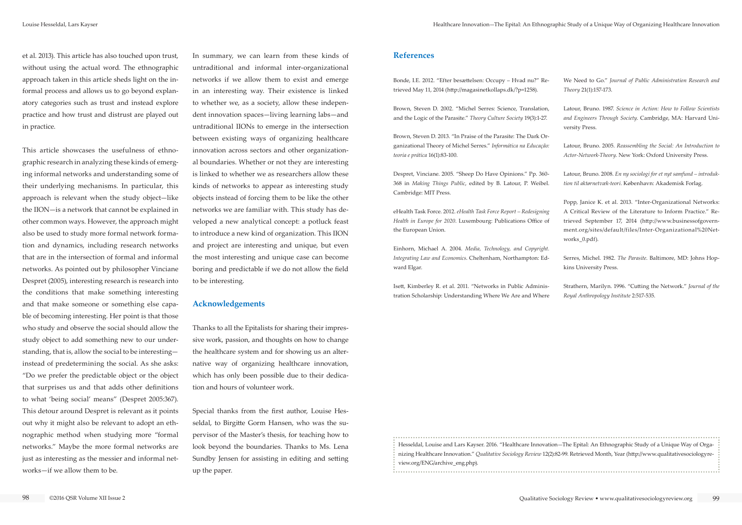et al. 2013). This article has also touched upon trust, without using the actual word. The ethnographic approach taken in this article sheds light on the informal process and allows us to go beyond explanatory categories such as trust and instead explore practice and how trust and distrust are played out in practice.

This article showcases the usefulness of ethnographic research in analyzing these kinds of emerging informal networks and understanding some of their underlying mechanisms. In particular, this approach is relevant when the study object—like the IION—is a network that cannot be explained in other common ways. However, the approach might also be used to study more formal network formation and dynamics, including research networks that are in the intersection of formal and informal networks. As pointed out by philosopher Vinciane Despret (2005), interesting research is research into the conditions that make something interesting and that make someone or something else capable of becoming interesting. Her point is that those who study and observe the social should allow the study object to add something new to our understanding, that is, allow the social to be interesting—instead of predetermining the social. As she asks: "Do we prefer the predictable object or the object that surprises us and that adds other definitions to what 'being social' means" (Despret 2005:367). This detour around Despret is relevant as it points out why it might also be relevant to adopt an ethnographic method when studying more "formal networks." Maybe the more formal networks are just as interesting as the messier and informal networks—if we allow them to be.

In summary, we can learn from these kinds of untraditional and informal inter-organizational networks if we allow them to exist and emerge in an interesting way. Their existence is linked to whether we, as a society, allow these independent innovation spaces—living learning labs—and untraditional IIONs to emerge in the intersection between existing ways of organizing healthcare innovation across sectors and other organizational boundaries. Whether or not they are interesting is linked to whether we as researchers allow these kinds of networks to appear as interesting study objects instead of forcing them to be like the other networks we are familiar with. This study has developed a new analytical concept: a potluck feast to introduce a new kind of organization. This IION and project are interesting and unique, but even the most interesting and unique case can become boring and predictable if we do not allow the field to be interesting.

## Acknowledgements

Thanks to all the Epitalists for sharing their impressive work, passion, and thoughts on how to change the healthcare system and for showing us an alternative way of organizing healthcare innovation, which has only been possible due to their dedication and hours of volunteer work.

Special thanks from the first author, Louise Hesseldal, to Birgitte Gorm Hansen, who was the supervisor of the Master's thesis, for teaching how to look beyond the boundaries. Thanks to Ms. Lena Sundby Jensen for assisting in editing and setting up the paper.

## References

Bonde, I.E. 2012. "Efter besættelsen: Occupy – Hvad nu?" Retrieved May 11, 2014 (http://magasinetkollaps.dk/?p=1258).

Brown, Steven D. 2002. "Michel Serres: Science, Translation, and the Logic of the Parasite." *Theory Culture Society* 19(3):1-27.

Brown, Steven D. 2013. "In Praise of the Parasite: The Dark Organizational Theory of Michel Serres." *Informática na Educação: teoria e prática* 16(1):83-100.

Despret, Vinciane. 2005. "Sheep Do Have Opinions." Pp. 360-368 in *Making Things Public*, edited by B. Latour, P. Weibel. Cambridge: MIT Press.

eHealth Task Force. 2012. *eHealth Task Force Report – Redesigning Health in Europe for 2020*. Luxembourg: Publications Office of the European Union.

Einhorn, Michael A. 2004. *Media, Technology, and Copyright. Integrating Law and Economics*. Cheltenham, Northampton: Edward Elgar.

Isett, Kimberley R. et al. 2011. "Networks in Public Administration Scholarship: Understanding Where We Are and Where We Need to Go." *Journal of Public Administration Research and Theory* 21(1):157-173.

Latour, Bruno. 1987. *Science in Action: How to Follow Scientists and Engineers Through Society*. Cambridge, MA: Harvard University Press.

Latour, Bruno. 2005. *Reassembling the Social: An Introduction to Actor-Network-Theory*. New York: Oxford University Press.

Latour, Bruno. 2008. *En ny sociologi for et nyt samfund – introduktion til aktørnetværk-teori*. København: Akademisk Forlag.

Popp, Janice K. et al. 2013. "Inter-Organizational Networks: A Critical Review of the Literature to Inform Practice." Retrieved September 17, 2014 (http://www.businessofgovernment.org/sites/default/files/Inter-Organizational%20Networks_0.pdf).

Serres, Michel. 1982. *The Parasite*. Baltimore, MD: Johns Hopkins University Press.

Strathern, Marilyn. 1996. "Cutting the Network." *Journal of the Royal Anthropology Institute* 2:517-535.

Hesseldal, Louise and Lars Kayser. 2016. "Healthcare Innovation—The Epital: An Ethnographic Study of a Unique Way of Organizing Healthcare Innovation." *Qualitative Sociology Review* 12(2):82-99. Retrieved Month, Year (http://www.qualitativesociologyreview.org/ENG/archive_eng.php).